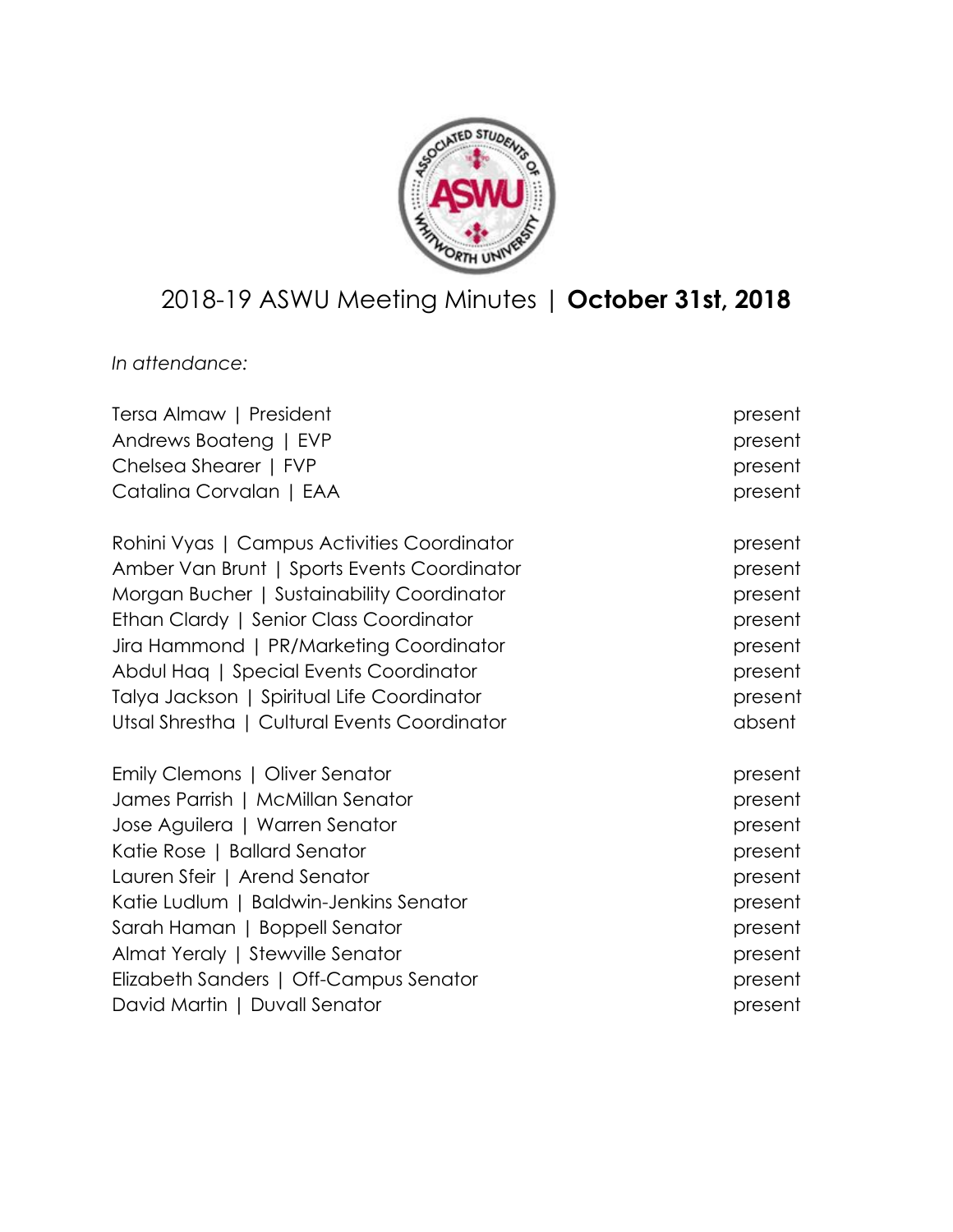# 2018-19 ASWU Meeting Minutes | **October 31st, 2018**

*In attendance:*

| | |
|---|---|
| Tersa Almaw \| President | present |
| Andrews Boateng \| EVP | present |
| Chelsea Shearer \| FVP | present |
| Catalina Corvalan \| EAA | present |
| | |
| Rohini Vyas \| Campus Activities Coordinator | present |
| Amber Van Brunt \| Sports Events Coordinator | present |
| Morgan Bucher \| Sustainability Coordinator | present |
| Ethan Clardy \| Senior Class Coordinator | present |
| Jira Hammond \| PR/Marketing Coordinator | present |
| Abdul Haq \| Special Events Coordinator | present |
| Talya Jackson \| Spiritual Life Coordinator | present |
| Utsal Shrestha \| Cultural Events Coordinator | absent |
| | |
| Emily Clemons \| Oliver Senator | present |
| James Parrish \| McMillan Senator | present |
| Jose Aguilera \| Warren Senator | present |
| Katie Rose \| Ballard Senator | present |
| Lauren Sfeir \| Arend Senator | present |
| Katie Ludlum \| Baldwin-Jenkins Senator | present |
| Sarah Haman \| Boppell Senator | present |
| Almat Yeraly \| Stewville Senator | present |
| Elizabeth Sanders \| Off-Campus Senator | present |
| David Martin \| Duvall Senator | present |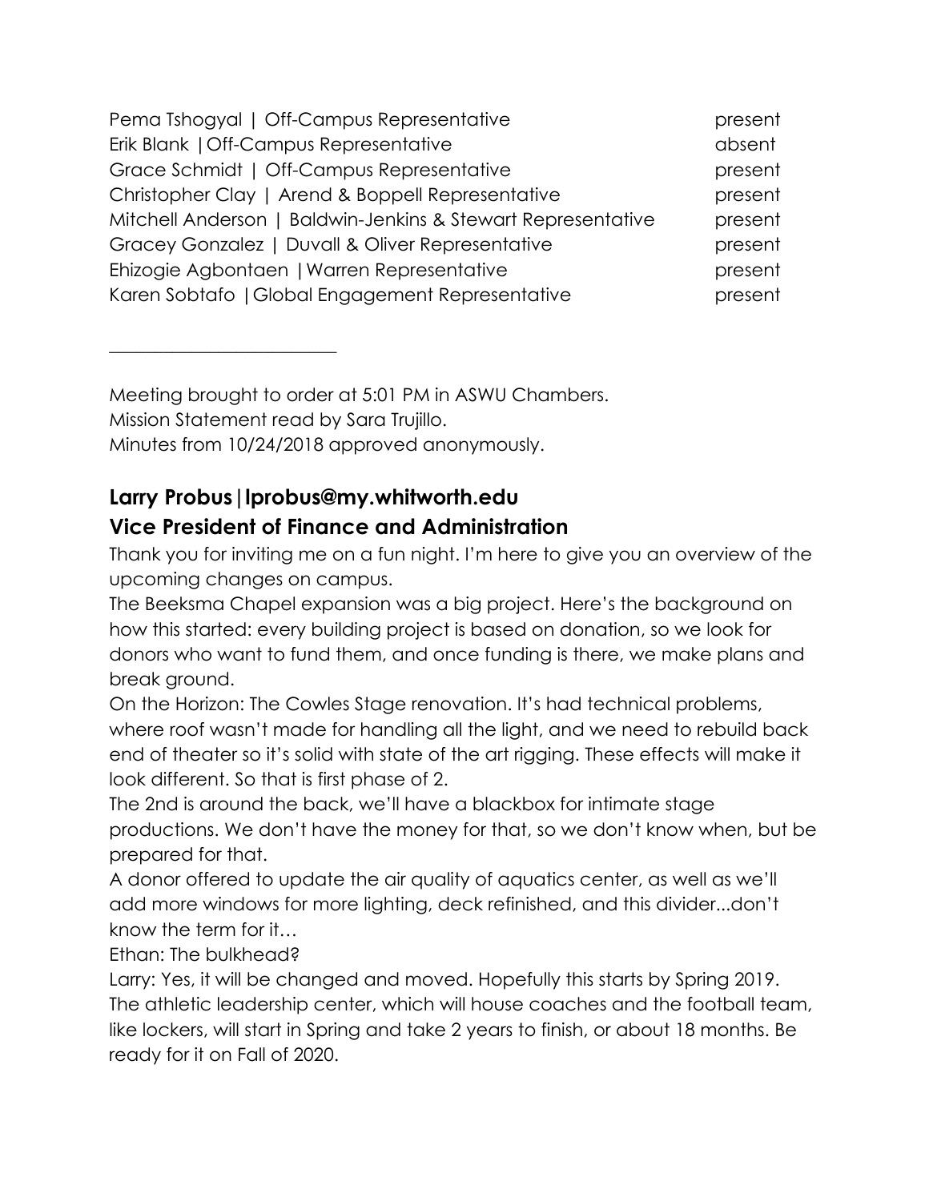Pema Tshogyal | Off-Campus Representative present
Erik Blank | Off-Campus Representative absent
Grace Schmidt | Off-Campus Representative present
Christopher Clay | Arend & Boppell Representative present
Mitchell Anderson | Baldwin-Jenkins & Stewart Representative present
Gracey Gonzalez | Duvall & Oliver Representative present
Ehizogie Agbontaen | Warren Representative present
Karen Sobtafo | Global Engagement Representative present

---

Meeting brought to order at 5:01 PM in ASWU Chambers.
Mission Statement read by Sara Trujillo.
Minutes from 10/24/2018 approved anonymously.

## Larry Probus | lprobus@my.whitworth.edu
## Vice President of Finance and Administration

Thank you for inviting me on a fun night. I'm here to give you an overview of the upcoming changes on campus.
The Beeksma Chapel expansion was a big project. Here's the background on how this started: every building project is based on donation, so we look for donors who want to fund them, and once funding is there, we make plans and break ground.
On the Horizon: The Cowles Stage renovation. It's had technical problems, where roof wasn't made for handling all the light, and we need to rebuild back end of theater so it's solid with state of the art rigging. These effects will make it look different. So that is first phase of 2.
The 2nd is around the back, we'll have a blackbox for intimate stage productions. We don't have the money for that, so we don't know when, but be prepared for that.
A donor offered to update the air quality of aquatics center, as well as we'll add more windows for more lighting, deck refinished, and this divider...don't know the term for it…
Ethan: The bulkhead?
Larry: Yes, it will be changed and moved. Hopefully this starts by Spring 2019.
The athletic leadership center, which will house coaches and the football team, like lockers, will start in Spring and take 2 years to finish, or about 18 months. Be ready for it on Fall of 2020.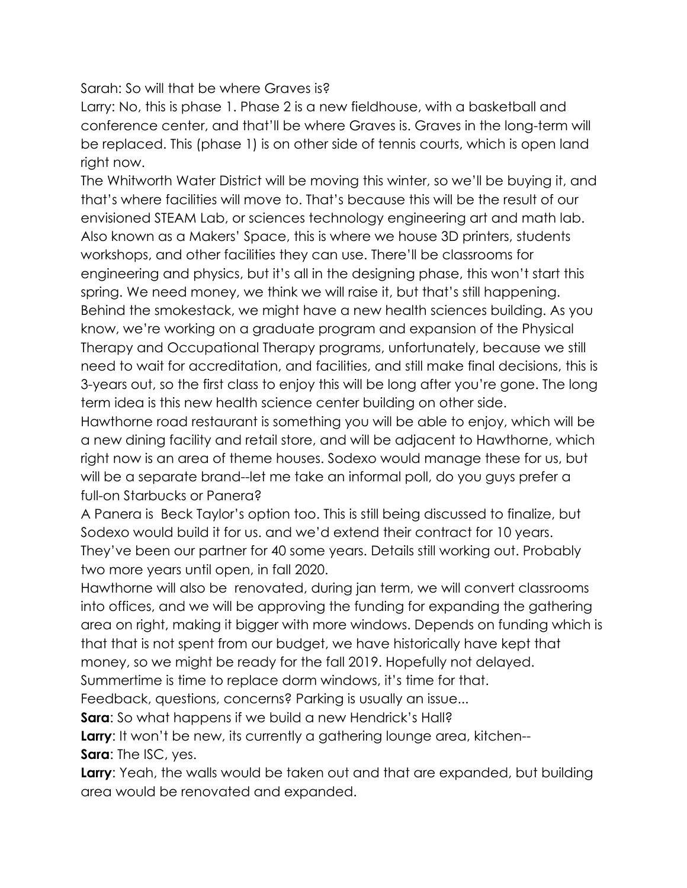Sarah: So will that be where Graves is?

Larry: No, this is phase 1. Phase 2 is a new fieldhouse, with a basketball and conference center, and that'll be where Graves is. Graves in the long-term will be replaced. This (phase 1) is on other side of tennis courts, which is open land right now.

The Whitworth Water District will be moving this winter, so we'll be buying it, and that's where facilities will move to. That's because this will be the result of our envisioned STEAM Lab, or sciences technology engineering art and math lab. Also known as a Makers' Space, this is where we house 3D printers, students workshops, and other facilities they can use. There'll be classrooms for engineering and physics, but it's all in the designing phase, this won't start this spring. We need money, we think we will raise it, but that's still happening. Behind the smokestack, we might have a new health sciences building. As you know, we're working on a graduate program and expansion of the Physical Therapy and Occupational Therapy programs, unfortunately, because we still need to wait for accreditation, and facilities, and still make final decisions, this is 3-years out, so the first class to enjoy this will be long after you're gone. The long term idea is this new health science center building on other side.

Hawthorne road restaurant is something you will be able to enjoy, which will be a new dining facility and retail store, and will be adjacent to Hawthorne, which right now is an area of theme houses. Sodexo would manage these for us, but will be a separate brand--let me take an informal poll, do you guys prefer a full-on Starbucks or Panera?

A Panera is Beck Taylor's option too. This is still being discussed to finalize, but Sodexo would build it for us. and we'd extend their contract for 10 years. They've been our partner for 40 some years. Details still working out. Probably two more years until open, in fall 2020.

Hawthorne will also be renovated, during jan term, we will convert classrooms into offices, and we will be approving the funding for expanding the gathering area on right, making it bigger with more windows. Depends on funding which is that that is not spent from our budget, we have historically have kept that money, so we might be ready for the fall 2019. Hopefully not delayed.

Summertime is time to replace dorm windows, it's time for that.

Feedback, questions, concerns? Parking is usually an issue...

**Sara**: So what happens if we build a new Hendrick's Hall?

**Larry**: It won't be new, its currently a gathering lounge area, kitchen--

**Sara**: The ISC, yes.

**Larry**: Yeah, the walls would be taken out and that are expanded, but building area would be renovated and expanded.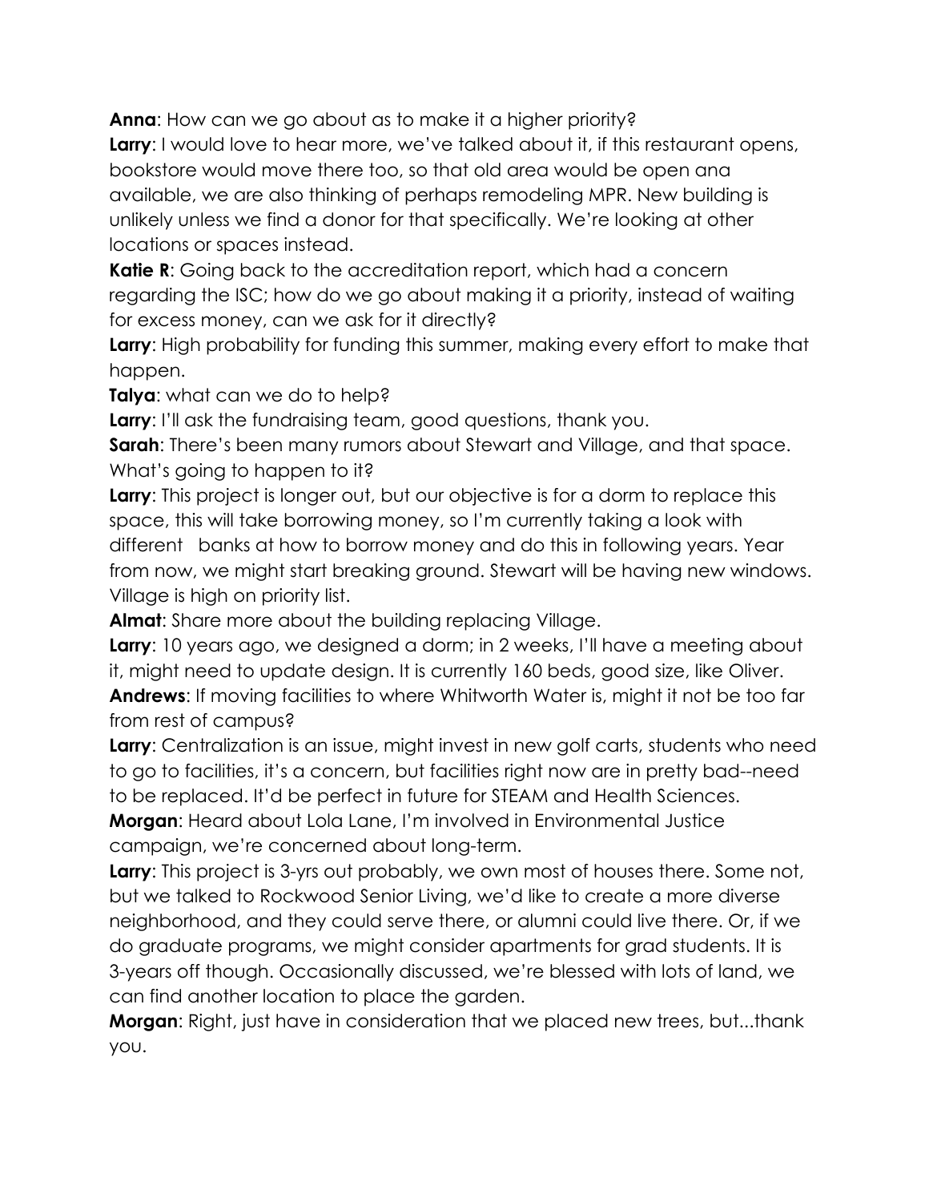**Anna**: How can we go about as to make it a higher priority?
**Larry**: I would love to hear more, we've talked about it, if this restaurant opens, bookstore would move there too, so that old area would be open ana available, we are also thinking of perhaps remodeling MPR. New building is unlikely unless we find a donor for that specifically. We're looking at other locations or spaces instead.
**Katie R**: Going back to the accreditation report, which had a concern regarding the ISC; how do we go about making it a priority, instead of waiting for excess money, can we ask for it directly?
**Larry**: High probability for funding this summer, making every effort to make that happen.
**Talya**: what can we do to help?
**Larry**: I'll ask the fundraising team, good questions, thank you.
**Sarah**: There's been many rumors about Stewart and Village, and that space. What's going to happen to it?
**Larry**: This project is longer out, but our objective is for a dorm to replace this space, this will take borrowing money, so I'm currently taking a look with different banks at how to borrow money and do this in following years. Year from now, we might start breaking ground. Stewart will be having new windows. Village is high on priority list.
**Almat**: Share more about the building replacing Village.
**Larry**: 10 years ago, we designed a dorm; in 2 weeks, I'll have a meeting about it, might need to update design. It is currently 160 beds, good size, like Oliver.
**Andrews**: If moving facilities to where Whitworth Water is, might it not be too far from rest of campus?
**Larry**: Centralization is an issue, might invest in new golf carts, students who need to go to facilities, it's a concern, but facilities right now are in pretty bad--need to be replaced. It'd be perfect in future for STEAM and Health Sciences.
**Morgan**: Heard about Lola Lane, I'm involved in Environmental Justice campaign, we're concerned about long-term.
**Larry**: This project is 3-yrs out probably, we own most of houses there. Some not, but we talked to Rockwood Senior Living, we'd like to create a more diverse neighborhood, and they could serve there, or alumni could live there. Or, if we do graduate programs, we might consider apartments for grad students. It is 3-years off though. Occasionally discussed, we're blessed with lots of land, we can find another location to place the garden.
**Morgan**: Right, just have in consideration that we placed new trees, but...thank you.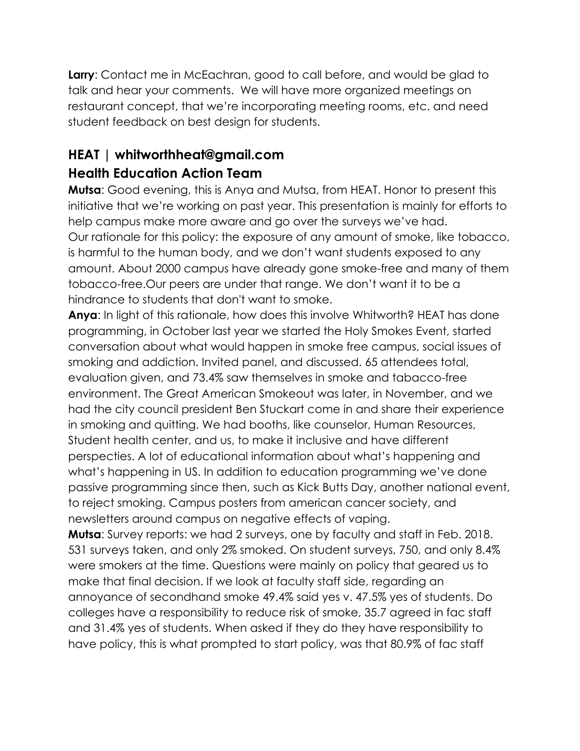**Larry**: Contact me in McEachran, good to call before, and would be glad to talk and hear your comments. We will have more organized meetings on restaurant concept, that we're incorporating meeting rooms, etc. and need student feedback on best design for students.

## HEAT | whitworthheat@gmail.com
## Health Education Action Team

**Mutsa**: Good evening, this is Anya and Mutsa, from HEAT. Honor to present this initiative that we're working on past year. This presentation is mainly for efforts to help campus make more aware and go over the surveys we've had.
Our rationale for this policy: the exposure of any amount of smoke, like tobacco, is harmful to the human body, and we don't want students exposed to any amount. About 2000 campus have already gone smoke-free and many of them tobacco-free.Our peers are under that range. We don't want it to be a hindrance to students that don't want to smoke.

**Anya**: In light of this rationale, how does this involve Whitworth? HEAT has done programming, in October last year we started the Holy Smokes Event, started conversation about what would happen in smoke free campus, social issues of smoking and addiction. Invited panel, and discussed. 65 attendees total, evaluation given, and 73.4% saw themselves in smoke and tabacco-free environment. The Great American Smokeout was later, in November, and we had the city council president Ben Stuckart come in and share their experience in smoking and quitting. We had booths, like counselor, Human Resources, Student health center, and us, to make it inclusive and have different perspecties. A lot of educational information about what's happening and what's happening in US. In addition to education programming we've done passive programming since then, such as Kick Butts Day, another national event, to reject smoking. Campus posters from american cancer society, and newsletters around campus on negative effects of vaping.

**Mutsa**: Survey reports: we had 2 surveys, one by faculty and staff in Feb. 2018. 531 surveys taken, and only 2% smoked. On student surveys, 750, and only 8.4% were smokers at the time. Questions were mainly on policy that geared us to make that final decision. If we look at faculty staff side, regarding an annoyance of secondhand smoke 49.4% said yes v. 47.5% yes of students. Do colleges have a responsibility to reduce risk of smoke, 35.7 agreed in fac staff and 31.4% yes of students. When asked if they do they have responsibility to have policy, this is what prompted to start policy, was that 80.9% of fac staff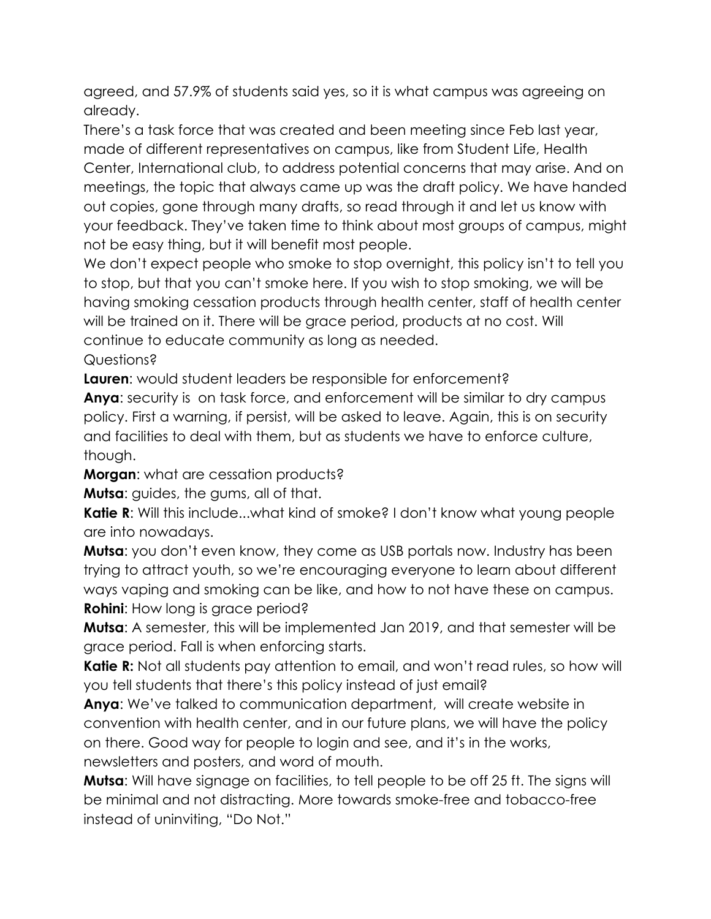agreed, and 57.9% of students said yes, so it is what campus was agreeing on already.

There's a task force that was created and been meeting since Feb last year, made of different representatives on campus, like from Student Life, Health Center, International club, to address potential concerns that may arise. And on meetings, the topic that always came up was the draft policy. We have handed out copies, gone through many drafts, so read through it and let us know with your feedback. They've taken time to think about most groups of campus, might not be easy thing, but it will benefit most people.

We don't expect people who smoke to stop overnight, this policy isn't to tell you to stop, but that you can't smoke here. If you wish to stop smoking, we will be having smoking cessation products through health center, staff of health center will be trained on it. There will be grace period, products at no cost. Will continue to educate community as long as needed.

Questions?

**Lauren**: would student leaders be responsible for enforcement?

**Anya**: security is on task force, and enforcement will be similar to dry campus policy. First a warning, if persist, will be asked to leave. Again, this is on security and facilities to deal with them, but as students we have to enforce culture, though.

**Morgan**: what are cessation products?

**Mutsa**: guides, the gums, all of that.

**Katie R**: Will this include...what kind of smoke? I don't know what young people are into nowadays.

**Mutsa**: you don't even know, they come as USB portals now. Industry has been trying to attract youth, so we're encouraging everyone to learn about different ways vaping and smoking can be like, and how to not have these on campus.

**Rohini**: How long is grace period?

**Mutsa**: A semester, this will be implemented Jan 2019, and that semester will be grace period. Fall is when enforcing starts.

**Katie R:** Not all students pay attention to email, and won't read rules, so how will you tell students that there's this policy instead of just email?

**Anya**: We've talked to communication department, will create website in convention with health center, and in our future plans, we will have the policy on there. Good way for people to login and see, and it's in the works, newsletters and posters, and word of mouth.

**Mutsa**: Will have signage on facilities, to tell people to be off 25 ft. The signs will be minimal and not distracting. More towards smoke-free and tobacco-free instead of uninviting, "Do Not."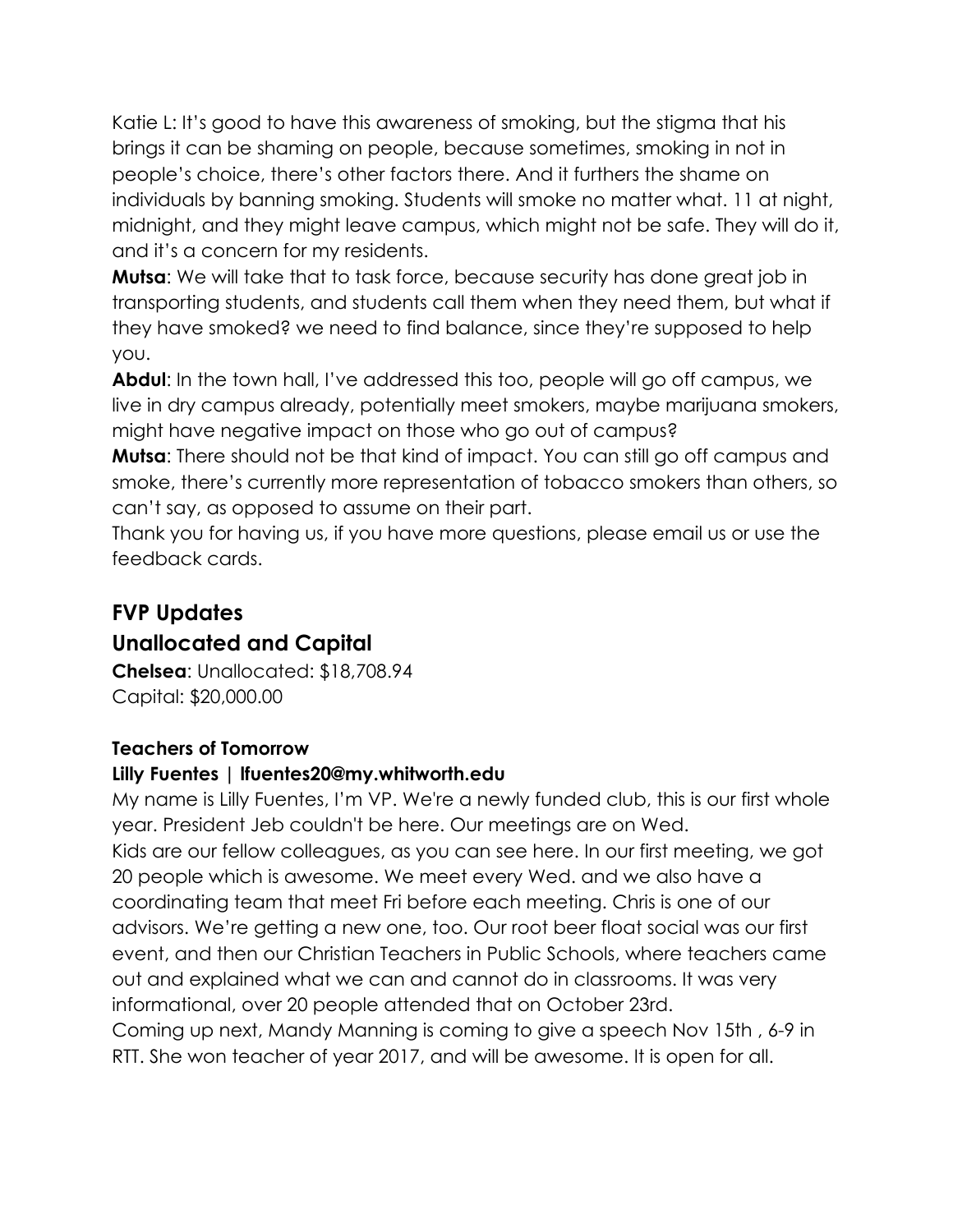Katie L: It's good to have this awareness of smoking, but the stigma that his brings it can be shaming on people, because sometimes, smoking in not in people's choice, there's other factors there. And it furthers the shame on individuals by banning smoking. Students will smoke no matter what. 11 at night, midnight, and they might leave campus, which might not be safe. They will do it, and it's a concern for my residents.

**Mutsa**: We will take that to task force, because security has done great job in transporting students, and students call them when they need them, but what if they have smoked? we need to find balance, since they're supposed to help you.

**Abdul**: In the town hall, I've addressed this too, people will go off campus, we live in dry campus already, potentially meet smokers, maybe marijuana smokers, might have negative impact on those who go out of campus?

**Mutsa**: There should not be that kind of impact. You can still go off campus and smoke, there's currently more representation of tobacco smokers than others, so can't say, as opposed to assume on their part.

Thank you for having us, if you have more questions, please email us or use the feedback cards.

## FVP Updates

## Unallocated and Capital

**Chelsea**: Unallocated: $18,708.94

Capital: $20,000.00

#### Teachers of Tomorrow

#### Lilly Fuentes | lfuentes20@my.whitworth.edu

My name is Lilly Fuentes, I'm VP. We're a newly funded club, this is our first whole year. President Jeb couldn't be here. Our meetings are on Wed.

Kids are our fellow colleagues, as you can see here. In our first meeting, we got 20 people which is awesome. We meet every Wed. and we also have a coordinating team that meet Fri before each meeting. Chris is one of our advisors. We're getting a new one, too. Our root beer float social was our first event, and then our Christian Teachers in Public Schools, where teachers came out and explained what we can and cannot do in classrooms. It was very informational, over 20 people attended that on October 23rd.

Coming up next, Mandy Manning is coming to give a speech Nov 15th , 6-9 in RTT. She won teacher of year 2017, and will be awesome. It is open for all.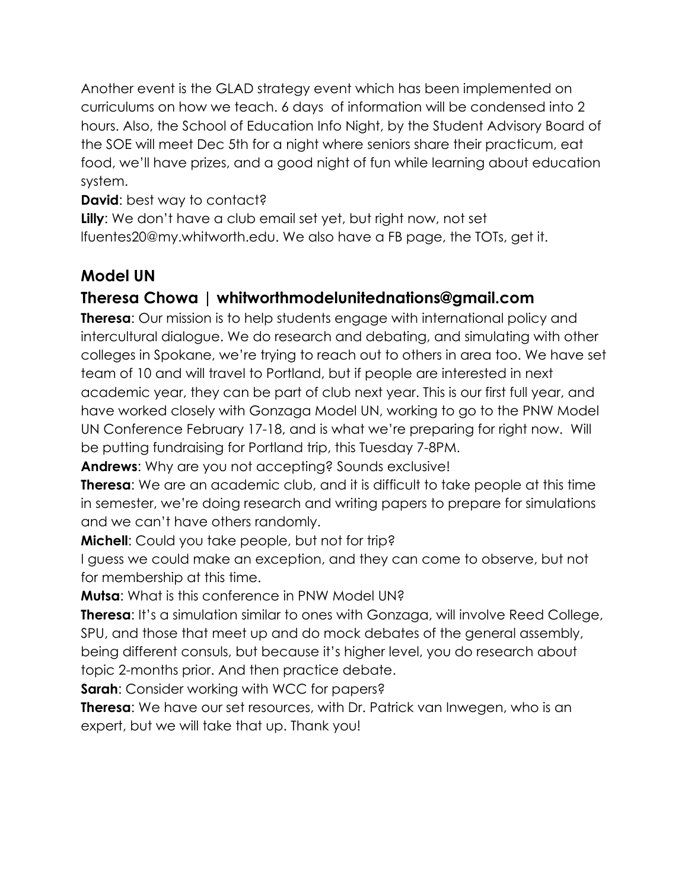Another event is the GLAD strategy event which has been implemented on curriculums on how we teach. 6 days of information will be condensed into 2 hours. Also, the School of Education Info Night, by the Student Advisory Board of the SOE will meet Dec 5th for a night where seniors share their practicum, eat food, we'll have prizes, and a good night of fun while learning about education system.

**David**: best way to contact?

**Lilly**: We don't have a club email set yet, but right now, not set lfuentes20@my.whitworth.edu. We also have a FB page, the TOTs, get it.

## Model UN

## Theresa Chowa | whitworthmodelunitednations@gmail.com

**Theresa**: Our mission is to help students engage with international policy and intercultural dialogue. We do research and debating, and simulating with other colleges in Spokane, we're trying to reach out to others in area too. We have set team of 10 and will travel to Portland, but if people are interested in next academic year, they can be part of club next year. This is our first full year, and have worked closely with Gonzaga Model UN, working to go to the PNW Model UN Conference February 17-18, and is what we're preparing for right now. Will be putting fundraising for Portland trip, this Tuesday 7-8PM.

**Andrews**: Why are you not accepting? Sounds exclusive!

**Theresa**: We are an academic club, and it is difficult to take people at this time in semester, we're doing research and writing papers to prepare for simulations and we can't have others randomly.

**Michell**: Could you take people, but not for trip?

I guess we could make an exception, and they can come to observe, but not for membership at this time.

**Mutsa**: What is this conference in PNW Model UN?

**Theresa**: It's a simulation similar to ones with Gonzaga, will involve Reed College, SPU, and those that meet up and do mock debates of the general assembly, being different consuls, but because it's higher level, you do research about topic 2-months prior. And then practice debate.

**Sarah**: Consider working with WCC for papers?

**Theresa**: We have our set resources, with Dr. Patrick van Inwegen, who is an expert, but we will take that up. Thank you!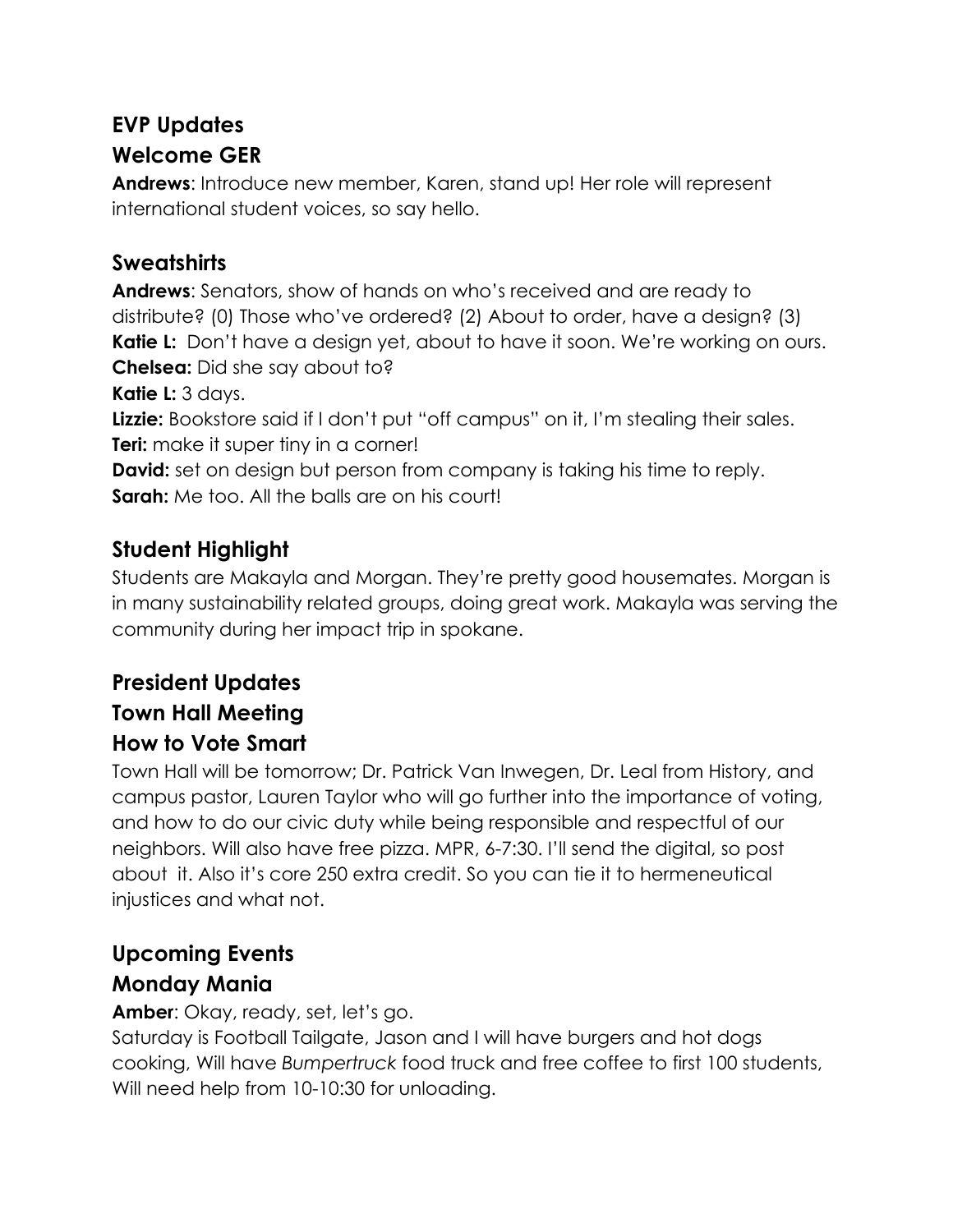## EVP Updates

## Welcome GER

**Andrews**: Introduce new member, Karen, stand up! Her role will represent international student voices, so say hello.

## Sweatshirts

**Andrews**: Senators, show of hands on who's received and are ready to distribute? (0) Those who've ordered? (2) About to order, have a design? (3)
**Katie L:** Don't have a design yet, about to have it soon. We're working on ours.
**Chelsea:** Did she say about to?
**Katie L:** 3 days.
**Lizzie:** Bookstore said if I don't put "off campus" on it, I'm stealing their sales.
**Teri:** make it super tiny in a corner!
**David:** set on design but person from company is taking his time to reply.
**Sarah:** Me too. All the balls are on his court!

## Student Highlight

Students are Makayla and Morgan. They're pretty good housemates. Morgan is in many sustainability related groups, doing great work. Makayla was serving the community during her impact trip in spokane.

## President Updates

## Town Hall Meeting

## How to Vote Smart

Town Hall will be tomorrow; Dr. Patrick Van Inwegen, Dr. Leal from History, and campus pastor, Lauren Taylor who will go further into the importance of voting, and how to do our civic duty while being responsible and respectful of our neighbors. Will also have free pizza. MPR, 6-7:30. I'll send the digital, so post about it. Also it's core 250 extra credit. So you can tie it to hermeneutical injustices and what not.

## Upcoming Events

## Monday Mania

**Amber**: Okay, ready, set, let's go.
Saturday is Football Tailgate, Jason and I will have burgers and hot dogs cooking, Will have *Bumpertruck* food truck and free coffee to first 100 students, Will need help from 10-10:30 for unloading.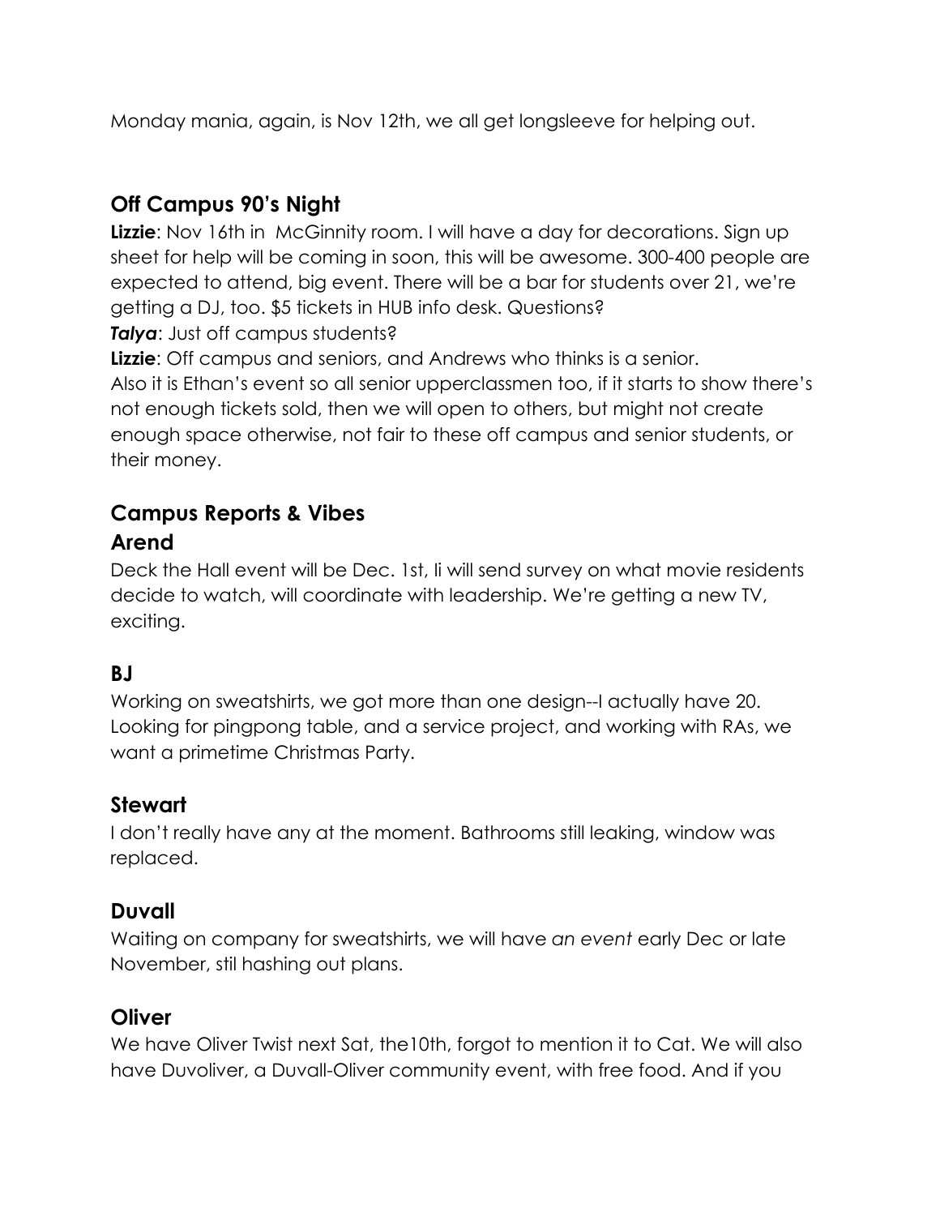Monday mania, again, is Nov 12th, we all get longsleeve for helping out.

## Off Campus 90's Night

**Lizzie**: Nov 16th in  McGinnity room. I will have a day for decorations. Sign up sheet for help will be coming in soon, this will be awesome. 300-400 people are expected to attend, big event. There will be a bar for students over 21, we're getting a DJ, too. $5 tickets in HUB info desk. Questions?

***Talya***: Just off campus students?

**Lizzie**: Off campus and seniors, and Andrews who thinks is a senior.
Also it is Ethan's event so all senior upperclassmen too, if it starts to show there's not enough tickets sold, then we will open to others, but might not create enough space otherwise, not fair to these off campus and senior students, or their money.

## Campus Reports & Vibes

## Arend

Deck the Hall event will be Dec. 1st, Ii will send survey on what movie residents decide to watch, will coordinate with leadership. We're getting a new TV, exciting.

## BJ

Working on sweatshirts, we got more than one design--I actually have 20. Looking for pingpong table, and a service project, and working with RAs, we want a primetime Christmas Party.

## Stewart

I don't really have any at the moment. Bathrooms still leaking, window was replaced.

## Duvall

Waiting on company for sweatshirts, we will have *an event* early Dec or late November, stil hashing out plans.

## Oliver

We have Oliver Twist next Sat, the10th, forgot to mention it to Cat. We will also have Duvoliver, a Duvall-Oliver community event, with free food. And if you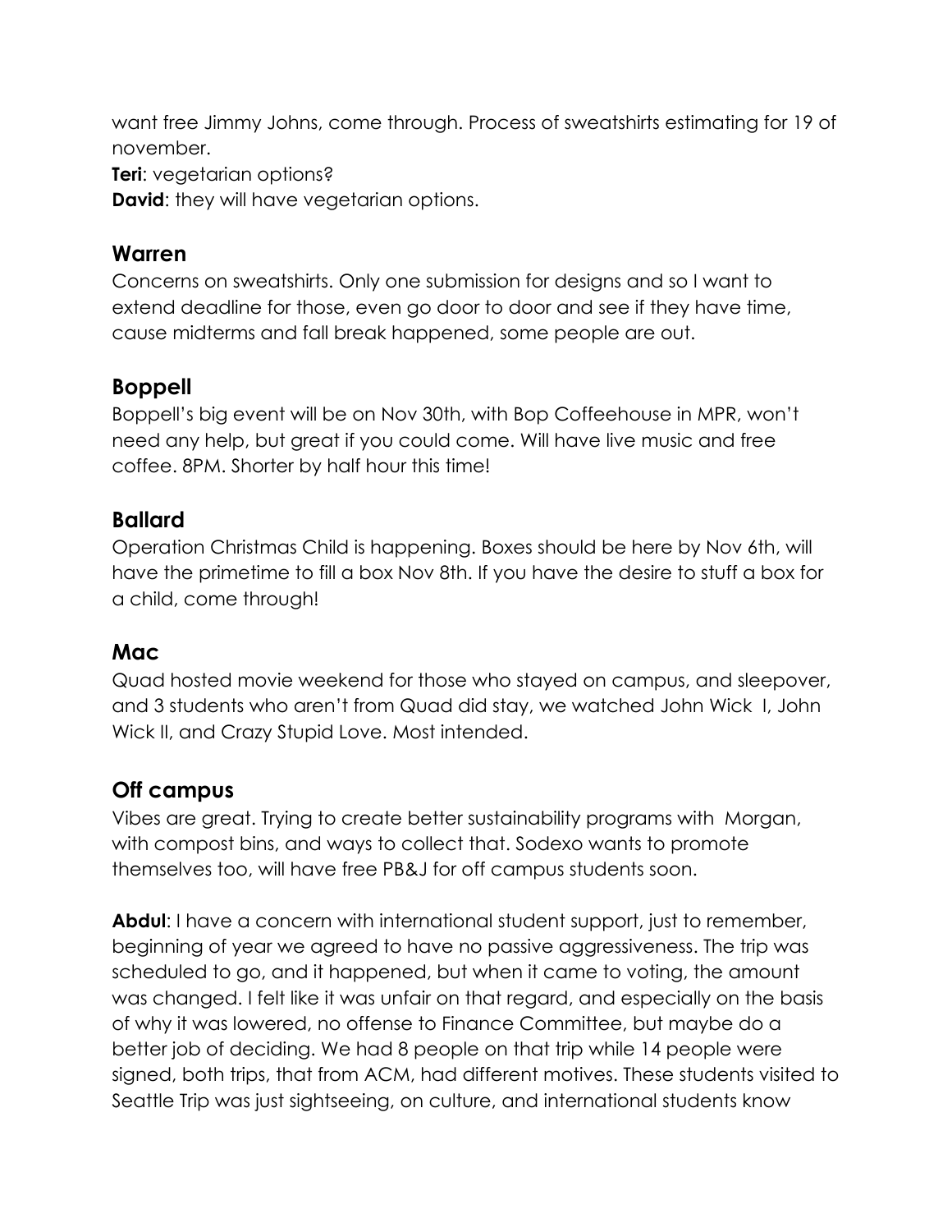want free Jimmy Johns, come through. Process of sweatshirts estimating for 19 of november.

**Teri**: vegetarian options?

**David**: they will have vegetarian options.

## Warren

Concerns on sweatshirts. Only one submission for designs and so I want to extend deadline for those, even go door to door and see if they have time, cause midterms and fall break happened, some people are out.

## Boppell

Boppell's big event will be on Nov 30th, with Bop Coffeehouse in MPR, won't need any help, but great if you could come. Will have live music and free coffee. 8PM. Shorter by half hour this time!

## Ballard

Operation Christmas Child is happening. Boxes should be here by Nov 6th, will have the primetime to fill a box Nov 8th. If you have the desire to stuff a box for a child, come through!

## Mac

Quad hosted movie weekend for those who stayed on campus, and sleepover, and 3 students who aren't from Quad did stay, we watched John Wick I, John Wick II, and Crazy Stupid Love. Most intended.

## Off campus

Vibes are great. Trying to create better sustainability programs with Morgan, with compost bins, and ways to collect that. Sodexo wants to promote themselves too, will have free PB&J for off campus students soon.

**Abdul**: I have a concern with international student support, just to remember, beginning of year we agreed to have no passive aggressiveness. The trip was scheduled to go, and it happened, but when it came to voting, the amount was changed. I felt like it was unfair on that regard, and especially on the basis of why it was lowered, no offense to Finance Committee, but maybe do a better job of deciding. We had 8 people on that trip while 14 people were signed, both trips, that from ACM, had different motives. These students visited to Seattle Trip was just sightseeing, on culture, and international students know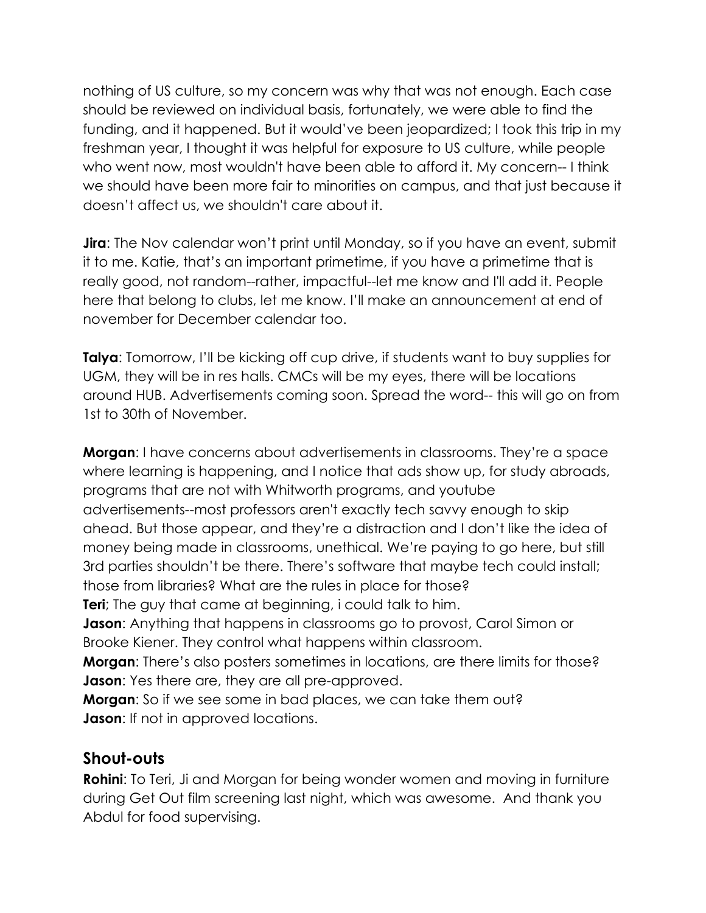nothing of US culture, so my concern was why that was not enough. Each case should be reviewed on individual basis, fortunately, we were able to find the funding, and it happened. But it would've been jeopardized; I took this trip in my freshman year, I thought it was helpful for exposure to US culture, while people who went now, most wouldn't have been able to afford it. My concern-- I think we should have been more fair to minorities on campus, and that just because it doesn't affect us, we shouldn't care about it.

**Jira**: The Nov calendar won't print until Monday, so if you have an event, submit it to me. Katie, that's an important primetime, if you have a primetime that is really good, not random--rather, impactful--let me know and I'll add it. People here that belong to clubs, let me know. I'll make an announcement at end of november for December calendar too.

**Talya**: Tomorrow, I'll be kicking off cup drive, if students want to buy supplies for UGM, they will be in res halls. CMCs will be my eyes, there will be locations around HUB. Advertisements coming soon. Spread the word-- this will go on from 1st to 30th of November.

**Morgan**: I have concerns about advertisements in classrooms. They're a space where learning is happening, and I notice that ads show up, for study abroads, programs that are not with Whitworth programs, and youtube advertisements--most professors aren't exactly tech savvy enough to skip ahead. But those appear, and they're a distraction and I don't like the idea of money being made in classrooms, unethical. We're paying to go here, but still 3rd parties shouldn't be there. There's software that maybe tech could install; those from libraries? What are the rules in place for those?
**Teri**; The guy that came at beginning, i could talk to him.
**Jason**: Anything that happens in classrooms go to provost, Carol Simon or Brooke Kiener. They control what happens within classroom.
**Morgan**: There's also posters sometimes in locations, are there limits for those?
**Jason**: Yes there are, they are all pre-approved.
**Morgan**: So if we see some in bad places, we can take them out?
**Jason**: If not in approved locations.

## Shout-outs

**Rohini**: To Teri, Ji and Morgan for being wonder women and moving in furniture during Get Out film screening last night, which was awesome. And thank you Abdul for food supervising.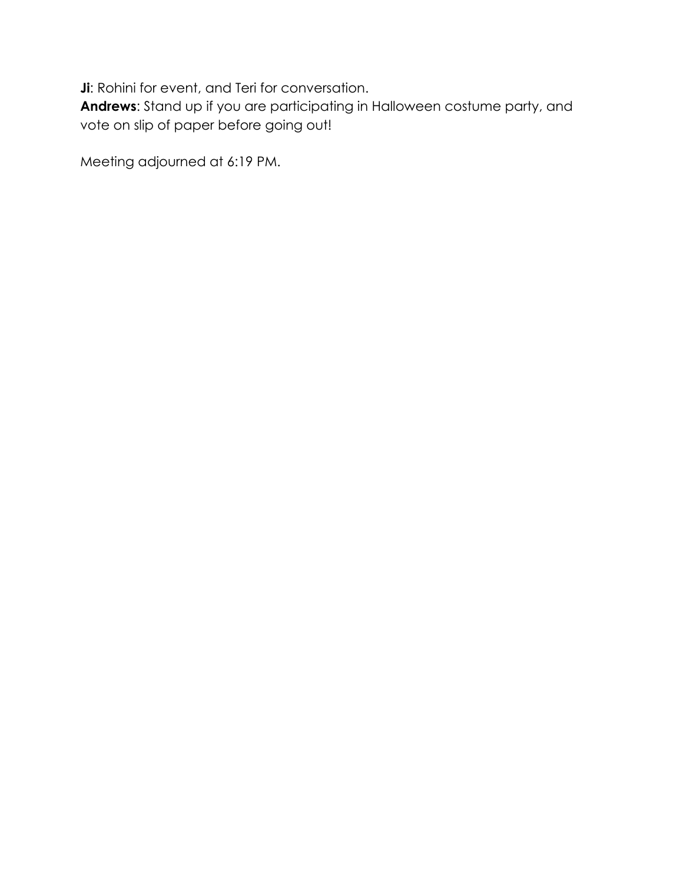**Ji**: Rohini for event, and Teri for conversation.
**Andrews**: Stand up if you are participating in Halloween costume party, and vote on slip of paper before going out!

Meeting adjourned at 6:19 PM.